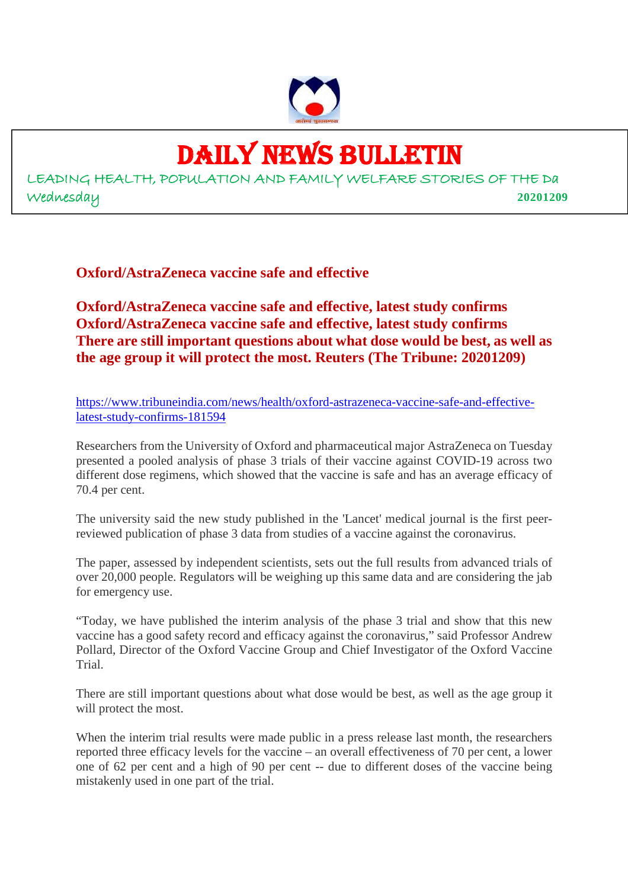# DAILY NEWS BULLETIN

LEADING HEALTH, POPULATION AND FAMILY WELFARE STORIES OF THE Da

Wednesday **20201209**

## Oxford/AstraZeneca vaccine safe and effective

**Oxford/AstraZeneca vaccine safe and effective, latest study confirms**
**Oxford/AstraZeneca vaccine safe and effective, latest study confirms**
**There are still important questions about what dose would be best, as well as the age group it will protect the most. Reuters (The Tribune: 20201209)**

https://www.tribuneindia.com/news/health/oxford-astrazeneca-vaccine-safe-and-effective-latest-study-confirms-181594

Researchers from the University of Oxford and pharmaceutical major AstraZeneca on Tuesday presented a pooled analysis of phase 3 trials of their vaccine against COVID-19 across two different dose regimens, which showed that the vaccine is safe and has an average efficacy of 70.4 per cent.

The university said the new study published in the 'Lancet' medical journal is the first peer-reviewed publication of phase 3 data from studies of a vaccine against the coronavirus.

The paper, assessed by independent scientists, sets out the full results from advanced trials of over 20,000 people. Regulators will be weighing up this same data and are considering the jab for emergency use.

"Today, we have published the interim analysis of the phase 3 trial and show that this new vaccine has a good safety record and efficacy against the coronavirus," said Professor Andrew Pollard, Director of the Oxford Vaccine Group and Chief Investigator of the Oxford Vaccine Trial.

There are still important questions about what dose would be best, as well as the age group it will protect the most.

When the interim trial results were made public in a press release last month, the researchers reported three efficacy levels for the vaccine – an overall effectiveness of 70 per cent, a lower one of 62 per cent and a high of 90 per cent -- due to different doses of the vaccine being mistakenly used in one part of the trial.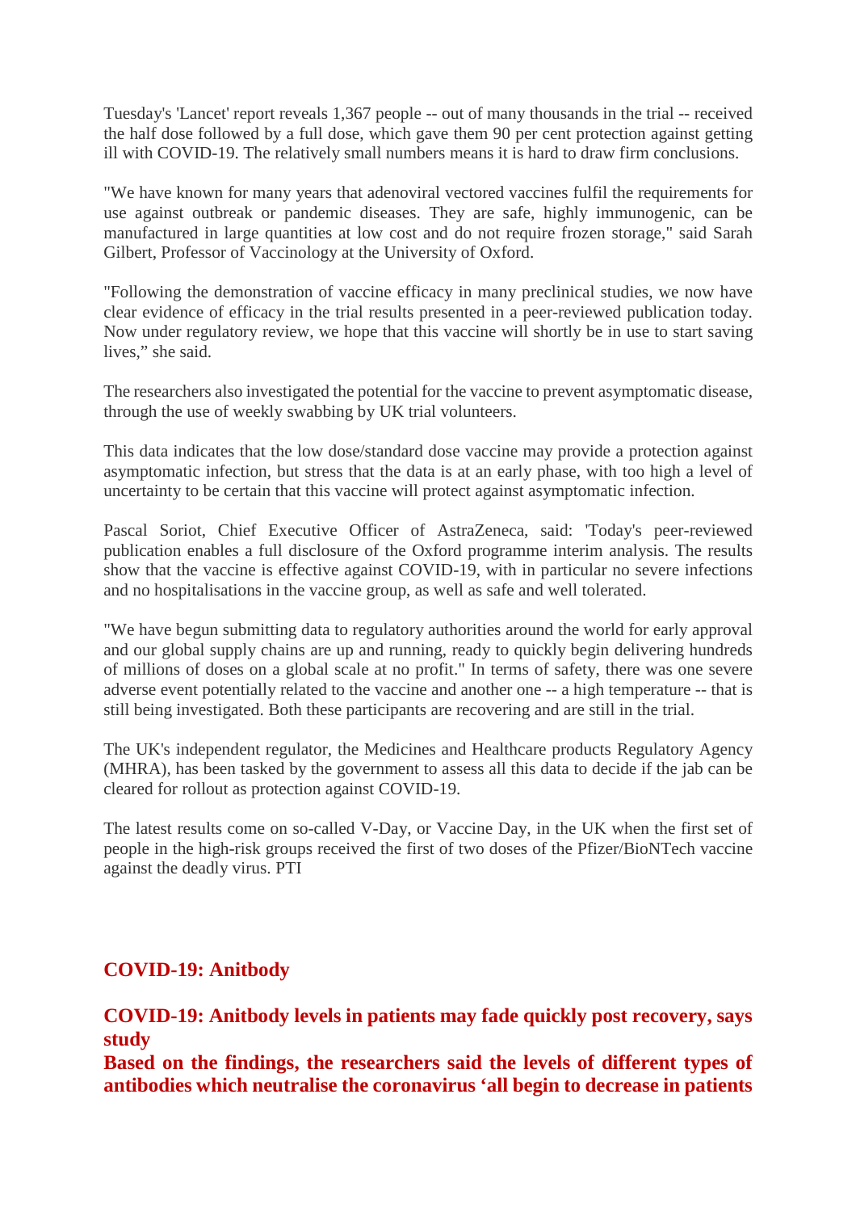Tuesday's 'Lancet' report reveals 1,367 people -- out of many thousands in the trial -- received the half dose followed by a full dose, which gave them 90 per cent protection against getting ill with COVID-19. The relatively small numbers means it is hard to draw firm conclusions.

"We have known for many years that adenoviral vectored vaccines fulfil the requirements for use against outbreak or pandemic diseases. They are safe, highly immunogenic, can be manufactured in large quantities at low cost and do not require frozen storage," said Sarah Gilbert, Professor of Vaccinology at the University of Oxford.

"Following the demonstration of vaccine efficacy in many preclinical studies, we now have clear evidence of efficacy in the trial results presented in a peer-reviewed publication today. Now under regulatory review, we hope that this vaccine will shortly be in use to start saving lives," she said.

The researchers also investigated the potential for the vaccine to prevent asymptomatic disease, through the use of weekly swabbing by UK trial volunteers.

This data indicates that the low dose/standard dose vaccine may provide a protection against asymptomatic infection, but stress that the data is at an early phase, with too high a level of uncertainty to be certain that this vaccine will protect against asymptomatic infection.

Pascal Soriot, Chief Executive Officer of AstraZeneca, said: 'Today's peer-reviewed publication enables a full disclosure of the Oxford programme interim analysis. The results show that the vaccine is effective against COVID-19, with in particular no severe infections and no hospitalisations in the vaccine group, as well as safe and well tolerated.

"We have begun submitting data to regulatory authorities around the world for early approval and our global supply chains are up and running, ready to quickly begin delivering hundreds of millions of doses on a global scale at no profit." In terms of safety, there was one severe adverse event potentially related to the vaccine and another one -- a high temperature -- that is still being investigated. Both these participants are recovering and are still in the trial.

The UK's independent regulator, the Medicines and Healthcare products Regulatory Agency (MHRA), has been tasked by the government to assess all this data to decide if the jab can be cleared for rollout as protection against COVID-19.

The latest results come on so-called V-Day, or Vaccine Day, in the UK when the first set of people in the high-risk groups received the first of two doses of the Pfizer/BioNTech vaccine against the deadly virus. PTI

## COVID-19: Anitbody

## COVID-19: Anitbody levels in patients may fade quickly post recovery, says study

**Based on the findings, the researchers said the levels of different types of antibodies which neutralise the coronavirus ‘all begin to decrease in patients**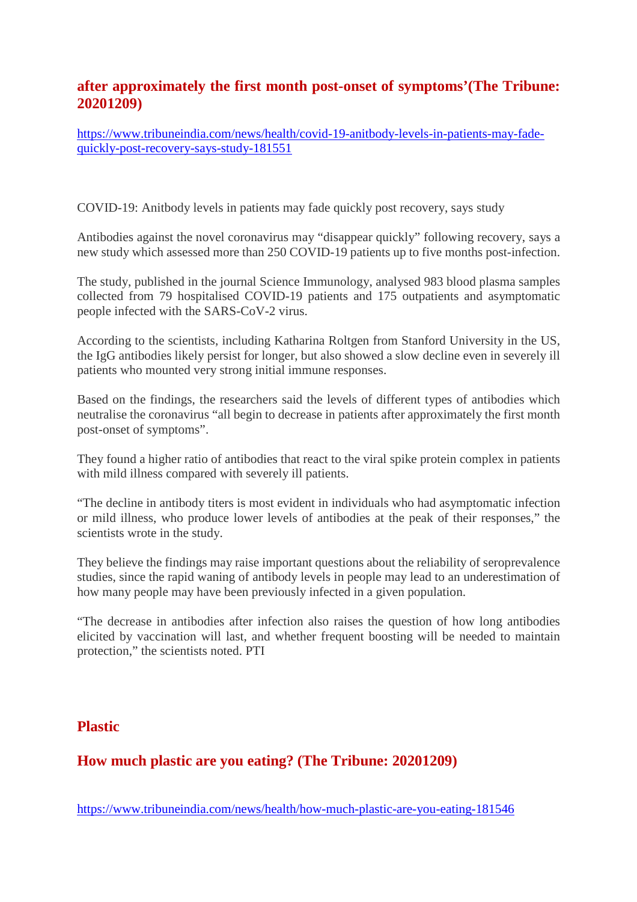## after approximately the first month post-onset of symptoms'(The Tribune: 20201209)

https://www.tribuneindia.com/news/health/covid-19-anitbody-levels-in-patients-may-fade-quickly-post-recovery-says-study-181551

COVID-19: Anitbody levels in patients may fade quickly post recovery, says study

Antibodies against the novel coronavirus may "disappear quickly" following recovery, says a new study which assessed more than 250 COVID-19 patients up to five months post-infection.

The study, published in the journal Science Immunology, analysed 983 blood plasma samples collected from 79 hospitalised COVID-19 patients and 175 outpatients and asymptomatic people infected with the SARS-CoV-2 virus.

According to the scientists, including Katharina Roltgen from Stanford University in the US, the IgG antibodies likely persist for longer, but also showed a slow decline even in severely ill patients who mounted very strong initial immune responses.

Based on the findings, the researchers said the levels of different types of antibodies which neutralise the coronavirus "all begin to decrease in patients after approximately the first month post-onset of symptoms".

They found a higher ratio of antibodies that react to the viral spike protein complex in patients with mild illness compared with severely ill patients.

"The decline in antibody titers is most evident in individuals who had asymptomatic infection or mild illness, who produce lower levels of antibodies at the peak of their responses," the scientists wrote in the study.

They believe the findings may raise important questions about the reliability of seroprevalence studies, since the rapid waning of antibody levels in people may lead to an underestimation of how many people may have been previously infected in a given population.

"The decrease in antibodies after infection also raises the question of how long antibodies elicited by vaccination will last, and whether frequent boosting will be needed to maintain protection," the scientists noted. PTI

# Plastic

## How much plastic are you eating? (The Tribune: 20201209)

https://www.tribuneindia.com/news/health/how-much-plastic-are-you-eating-181546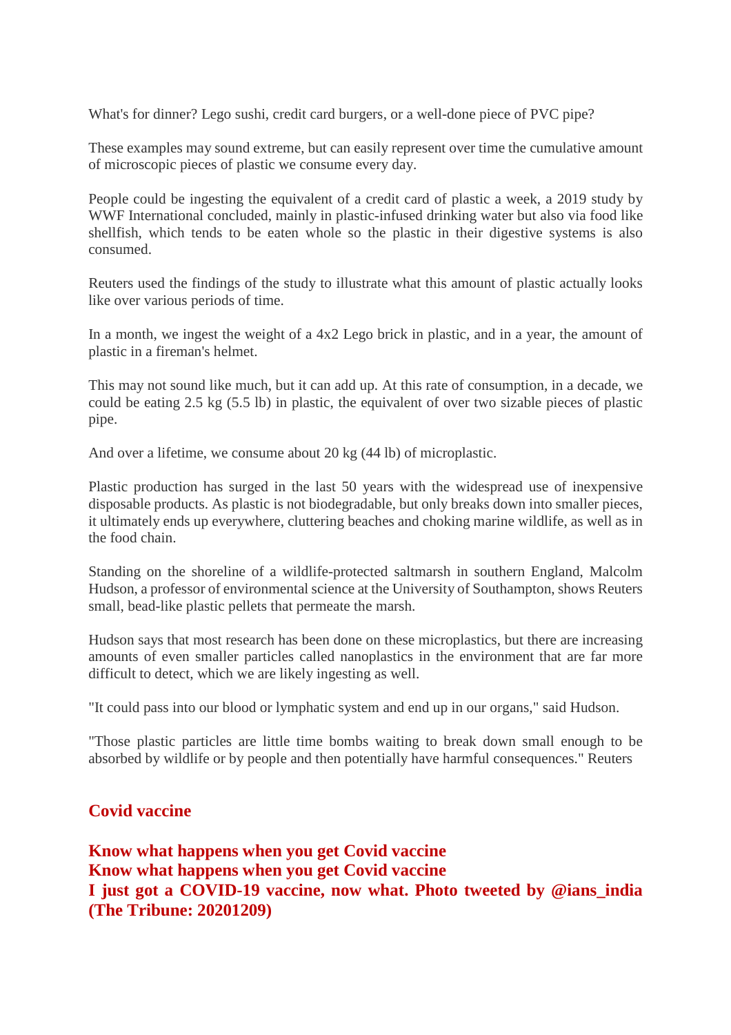What's for dinner? Lego sushi, credit card burgers, or a well-done piece of PVC pipe?

These examples may sound extreme, but can easily represent over time the cumulative amount of microscopic pieces of plastic we consume every day.

People could be ingesting the equivalent of a credit card of plastic a week, a 2019 study by WWF International concluded, mainly in plastic-infused drinking water but also via food like shellfish, which tends to be eaten whole so the plastic in their digestive systems is also consumed.

Reuters used the findings of the study to illustrate what this amount of plastic actually looks like over various periods of time.

In a month, we ingest the weight of a 4x2 Lego brick in plastic, and in a year, the amount of plastic in a fireman's helmet.

This may not sound like much, but it can add up. At this rate of consumption, in a decade, we could be eating 2.5 kg (5.5 lb) in plastic, the equivalent of over two sizable pieces of plastic pipe.

And over a lifetime, we consume about 20 kg (44 lb) of microplastic.

Plastic production has surged in the last 50 years with the widespread use of inexpensive disposable products. As plastic is not biodegradable, but only breaks down into smaller pieces, it ultimately ends up everywhere, cluttering beaches and choking marine wildlife, as well as in the food chain.

Standing on the shoreline of a wildlife-protected saltmarsh in southern England, Malcolm Hudson, a professor of environmental science at the University of Southampton, shows Reuters small, bead-like plastic pellets that permeate the marsh.

Hudson says that most research has been done on these microplastics, but there are increasing amounts of even smaller particles called nanoplastics in the environment that are far more difficult to detect, which we are likely ingesting as well.

"It could pass into our blood or lymphatic system and end up in our organs," said Hudson.

"Those plastic particles are little time bombs waiting to break down small enough to be absorbed by wildlife or by people and then potentially have harmful consequences." Reuters

## Covid vaccine

**Know what happens when you get Covid vaccine**
**Know what happens when you get Covid vaccine**
**I just got a COVID-19 vaccine, now what. Photo tweeted by @ians_india (The Tribune: 20201209)**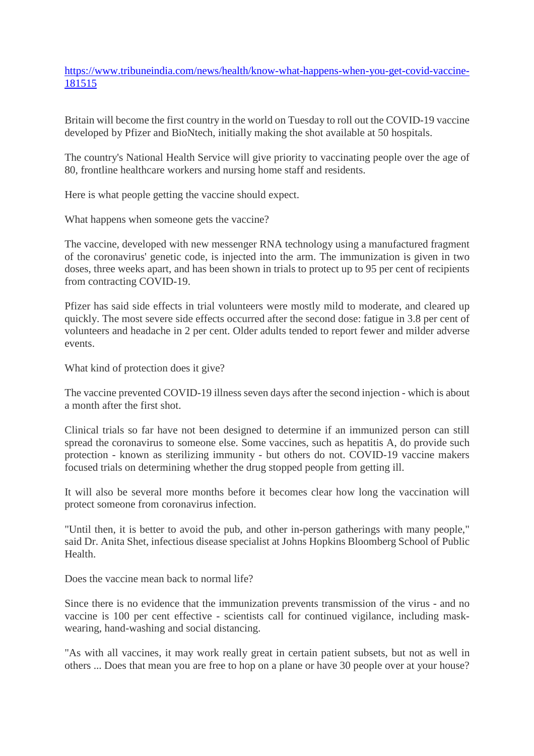https://www.tribuneindia.com/news/health/know-what-happens-when-you-get-covid-vaccine-181515

Britain will become the first country in the world on Tuesday to roll out the COVID-19 vaccine developed by Pfizer and BioNtech, initially making the shot available at 50 hospitals.

The country's National Health Service will give priority to vaccinating people over the age of 80, frontline healthcare workers and nursing home staff and residents.

Here is what people getting the vaccine should expect.

What happens when someone gets the vaccine?

The vaccine, developed with new messenger RNA technology using a manufactured fragment of the coronavirus' genetic code, is injected into the arm. The immunization is given in two doses, three weeks apart, and has been shown in trials to protect up to 95 per cent of recipients from contracting COVID-19.

Pfizer has said side effects in trial volunteers were mostly mild to moderate, and cleared up quickly. The most severe side effects occurred after the second dose: fatigue in 3.8 per cent of volunteers and headache in 2 per cent. Older adults tended to report fewer and milder adverse events.

What kind of protection does it give?

The vaccine prevented COVID-19 illness seven days after the second injection - which is about a month after the first shot.

Clinical trials so far have not been designed to determine if an immunized person can still spread the coronavirus to someone else. Some vaccines, such as hepatitis A, do provide such protection - known as sterilizing immunity - but others do not. COVID-19 vaccine makers focused trials on determining whether the drug stopped people from getting ill.

It will also be several more months before it becomes clear how long the vaccination will protect someone from coronavirus infection.

"Until then, it is better to avoid the pub, and other in-person gatherings with many people," said Dr. Anita Shet, infectious disease specialist at Johns Hopkins Bloomberg School of Public Health.

Does the vaccine mean back to normal life?

Since there is no evidence that the immunization prevents transmission of the virus - and no vaccine is 100 per cent effective - scientists call for continued vigilance, including mask-wearing, hand-washing and social distancing.

"As with all vaccines, it may work really great in certain patient subsets, but not as well in others ... Does that mean you are free to hop on a plane or have 30 people over at your house?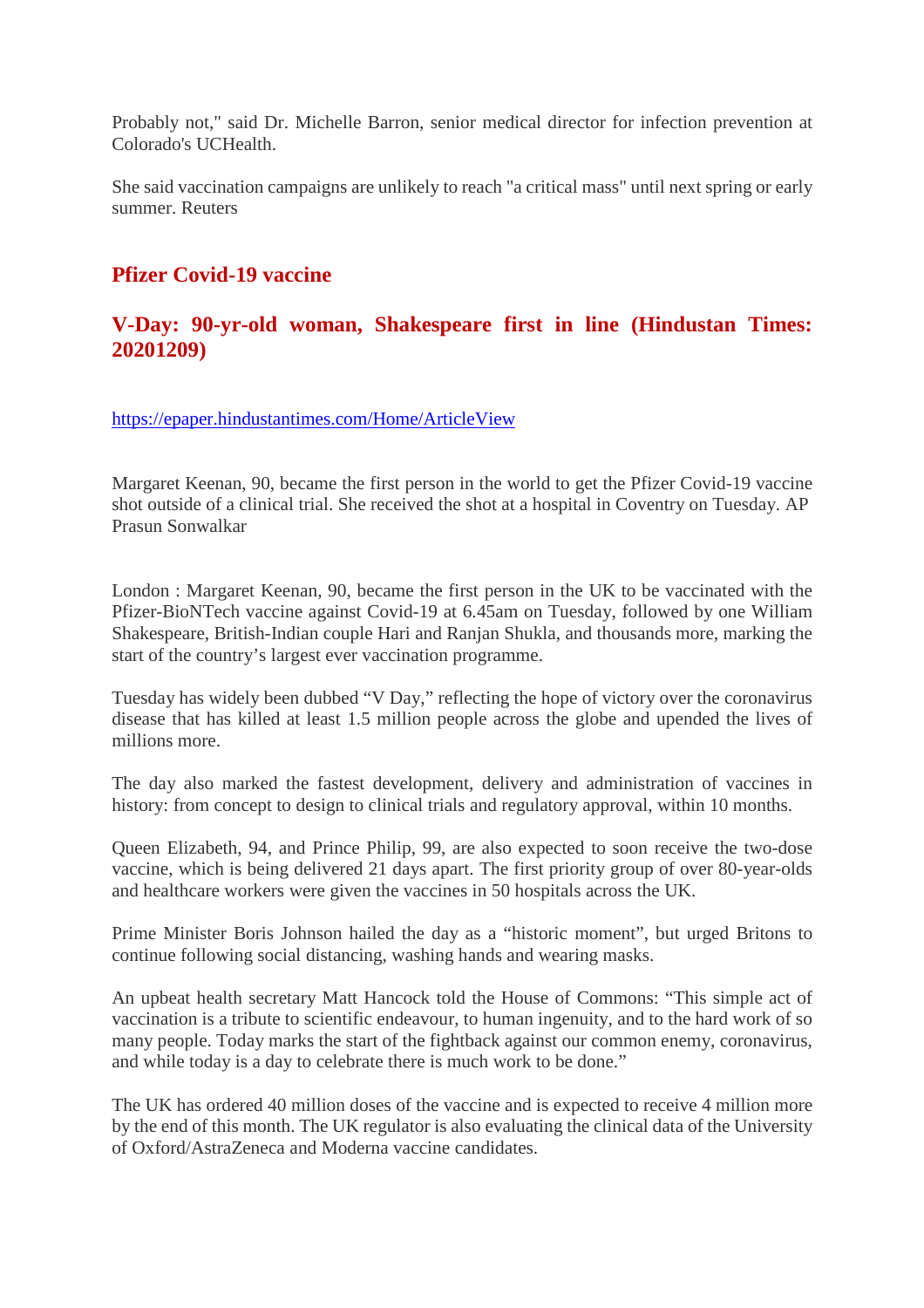Probably not," said Dr. Michelle Barron, senior medical director for infection prevention at Colorado's UCHealth.

She said vaccination campaigns are unlikely to reach "a critical mass" until next spring or early summer. Reuters

## Pfizer Covid-19 vaccine

## V-Day: 90-yr-old woman, Shakespeare first in line (Hindustan Times: 20201209)

https://epaper.hindustantimes.com/Home/ArticleView

Margaret Keenan, 90, became the first person in the world to get the Pfizer Covid-19 vaccine shot outside of a clinical trial. She received the shot at a hospital in Coventry on Tuesday. AP
Prasun Sonwalkar

London : Margaret Keenan, 90, became the first person in the UK to be vaccinated with the Pfizer-BioNTech vaccine against Covid-19 at 6.45am on Tuesday, followed by one William Shakespeare, British-Indian couple Hari and Ranjan Shukla, and thousands more, marking the start of the country's largest ever vaccination programme.

Tuesday has widely been dubbed "V Day," reflecting the hope of victory over the coronavirus disease that has killed at least 1.5 million people across the globe and upended the lives of millions more.

The day also marked the fastest development, delivery and administration of vaccines in history: from concept to design to clinical trials and regulatory approval, within 10 months.

Queen Elizabeth, 94, and Prince Philip, 99, are also expected to soon receive the two-dose vaccine, which is being delivered 21 days apart. The first priority group of over 80-year-olds and healthcare workers were given the vaccines in 50 hospitals across the UK.

Prime Minister Boris Johnson hailed the day as a "historic moment", but urged Britons to continue following social distancing, washing hands and wearing masks.

An upbeat health secretary Matt Hancock told the House of Commons: "This simple act of vaccination is a tribute to scientific endeavour, to human ingenuity, and to the hard work of so many people. Today marks the start of the fightback against our common enemy, coronavirus, and while today is a day to celebrate there is much work to be done."

The UK has ordered 40 million doses of the vaccine and is expected to receive 4 million more by the end of this month. The UK regulator is also evaluating the clinical data of the University of Oxford/AstraZeneca and Moderna vaccine candidates.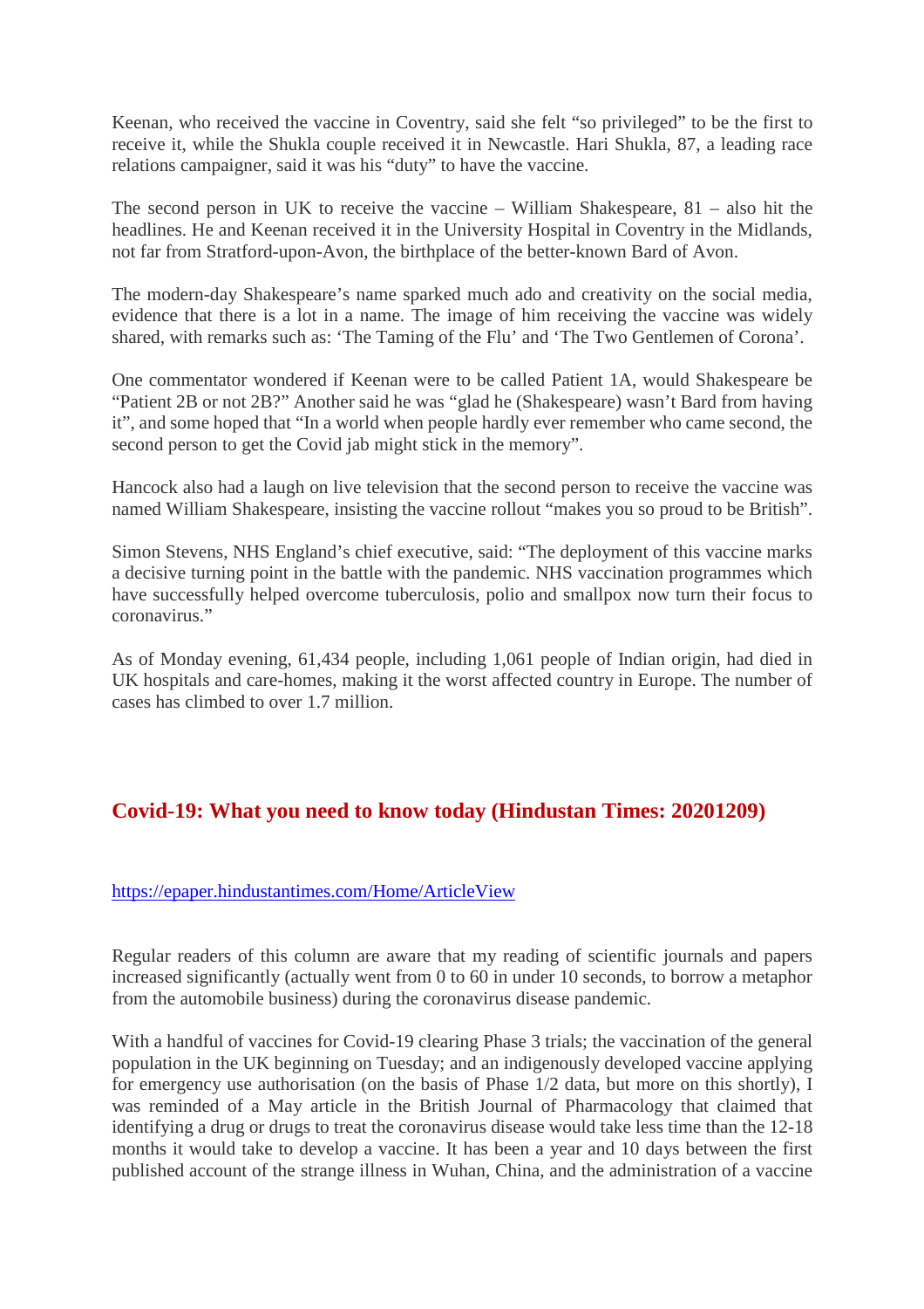Keenan, who received the vaccine in Coventry, said she felt "so privileged" to be the first to receive it, while the Shukla couple received it in Newcastle. Hari Shukla, 87, a leading race relations campaigner, said it was his "duty" to have the vaccine.

The second person in UK to receive the vaccine – William Shakespeare, 81 – also hit the headlines. He and Keenan received it in the University Hospital in Coventry in the Midlands, not far from Stratford-upon-Avon, the birthplace of the better-known Bard of Avon.

The modern-day Shakespeare's name sparked much ado and creativity on the social media, evidence that there is a lot in a name. The image of him receiving the vaccine was widely shared, with remarks such as: 'The Taming of the Flu' and 'The Two Gentlemen of Corona'.

One commentator wondered if Keenan were to be called Patient 1A, would Shakespeare be "Patient 2B or not 2B?" Another said he was "glad he (Shakespeare) wasn't Bard from having it", and some hoped that "In a world when people hardly ever remember who came second, the second person to get the Covid jab might stick in the memory".

Hancock also had a laugh on live television that the second person to receive the vaccine was named William Shakespeare, insisting the vaccine rollout "makes you so proud to be British".

Simon Stevens, NHS England's chief executive, said: "The deployment of this vaccine marks a decisive turning point in the battle with the pandemic. NHS vaccination programmes which have successfully helped overcome tuberculosis, polio and smallpox now turn their focus to coronavirus."

As of Monday evening, 61,434 people, including 1,061 people of Indian origin, had died in UK hospitals and care-homes, making it the worst affected country in Europe. The number of cases has climbed to over 1.7 million.

## Covid-19: What you need to know today (Hindustan Times: 20201209)

https://epaper.hindustantimes.com/Home/ArticleView

Regular readers of this column are aware that my reading of scientific journals and papers increased significantly (actually went from 0 to 60 in under 10 seconds, to borrow a metaphor from the automobile business) during the coronavirus disease pandemic.

With a handful of vaccines for Covid-19 clearing Phase 3 trials; the vaccination of the general population in the UK beginning on Tuesday; and an indigenously developed vaccine applying for emergency use authorisation (on the basis of Phase 1/2 data, but more on this shortly), I was reminded of a May article in the British Journal of Pharmacology that claimed that identifying a drug or drugs to treat the coronavirus disease would take less time than the 12-18 months it would take to develop a vaccine. It has been a year and 10 days between the first published account of the strange illness in Wuhan, China, and the administration of a vaccine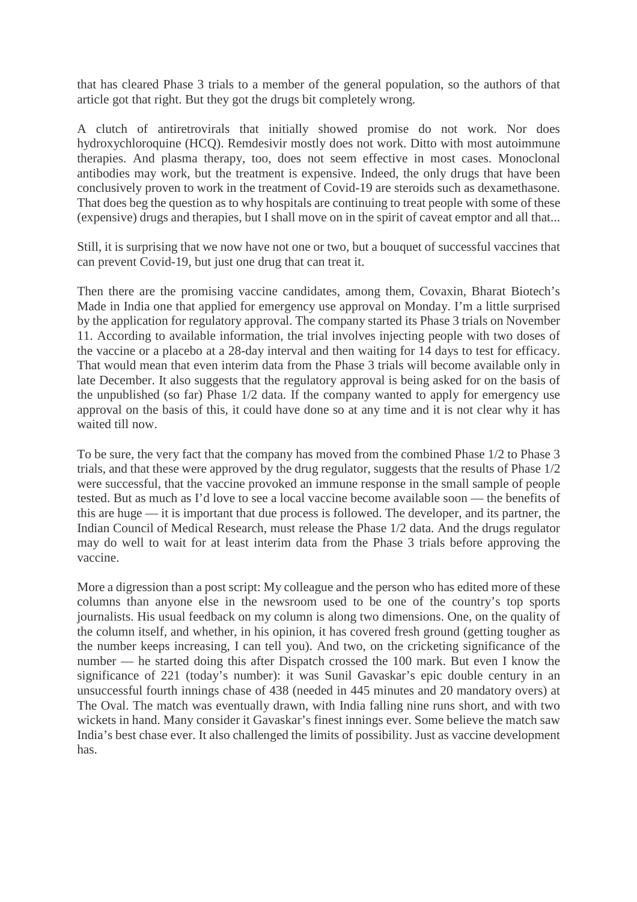that has cleared Phase 3 trials to a member of the general population, so the authors of that article got that right. But they got the drugs bit completely wrong.

A clutch of antiretrovirals that initially showed promise do not work. Nor does hydroxychloroquine (HCQ). Remdesivir mostly does not work. Ditto with most autoimmune therapies. And plasma therapy, too, does not seem effective in most cases. Monoclonal antibodies may work, but the treatment is expensive. Indeed, the only drugs that have been conclusively proven to work in the treatment of Covid-19 are steroids such as dexamethasone. That does beg the question as to why hospitals are continuing to treat people with some of these (expensive) drugs and therapies, but I shall move on in the spirit of caveat emptor and all that...

Still, it is surprising that we now have not one or two, but a bouquet of successful vaccines that can prevent Covid-19, but just one drug that can treat it.

Then there are the promising vaccine candidates, among them, Covaxin, Bharat Biotech's Made in India one that applied for emergency use approval on Monday. I'm a little surprised by the application for regulatory approval. The company started its Phase 3 trials on November 11. According to available information, the trial involves injecting people with two doses of the vaccine or a placebo at a 28-day interval and then waiting for 14 days to test for efficacy. That would mean that even interim data from the Phase 3 trials will become available only in late December. It also suggests that the regulatory approval is being asked for on the basis of the unpublished (so far) Phase 1/2 data. If the company wanted to apply for emergency use approval on the basis of this, it could have done so at any time and it is not clear why it has waited till now.

To be sure, the very fact that the company has moved from the combined Phase 1/2 to Phase 3 trials, and that these were approved by the drug regulator, suggests that the results of Phase 1/2 were successful, that the vaccine provoked an immune response in the small sample of people tested. But as much as I'd love to see a local vaccine become available soon — the benefits of this are huge — it is important that due process is followed. The developer, and its partner, the Indian Council of Medical Research, must release the Phase 1/2 data. And the drugs regulator may do well to wait for at least interim data from the Phase 3 trials before approving the vaccine.

More a digression than a post script: My colleague and the person who has edited more of these columns than anyone else in the newsroom used to be one of the country's top sports journalists. His usual feedback on my column is along two dimensions. One, on the quality of the column itself, and whether, in his opinion, it has covered fresh ground (getting tougher as the number keeps increasing, I can tell you). And two, on the cricketing significance of the number — he started doing this after Dispatch crossed the 100 mark. But even I know the significance of 221 (today's number): it was Sunil Gavaskar's epic double century in an unsuccessful fourth innings chase of 438 (needed in 445 minutes and 20 mandatory overs) at The Oval. The match was eventually drawn, with India falling nine runs short, and with two wickets in hand. Many consider it Gavaskar's finest innings ever. Some believe the match saw India's best chase ever. It also challenged the limits of possibility. Just as vaccine development has.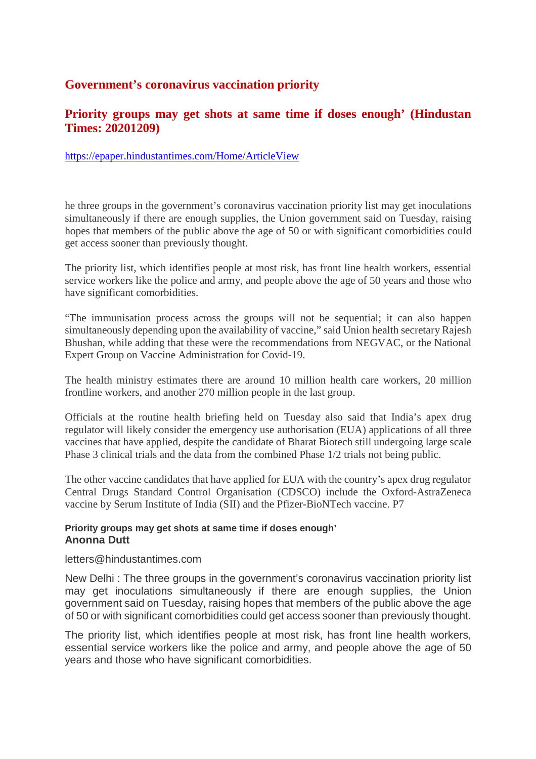## Government's coronavirus vaccination priority

## Priority groups may get shots at same time if doses enough' (Hindustan Times: 20201209)

https://epaper.hindustantimes.com/Home/ArticleView

he three groups in the government's coronavirus vaccination priority list may get inoculations simultaneously if there are enough supplies, the Union government said on Tuesday, raising hopes that members of the public above the age of 50 or with significant comorbidities could get access sooner than previously thought.

The priority list, which identifies people at most risk, has front line health workers, essential service workers like the police and army, and people above the age of 50 years and those who have significant comorbidities.

"The immunisation process across the groups will not be sequential; it can also happen simultaneously depending upon the availability of vaccine," said Union health secretary Rajesh Bhushan, while adding that these were the recommendations from NEGVAC, or the National Expert Group on Vaccine Administration for Covid-19.

The health ministry estimates there are around 10 million health care workers, 20 million frontline workers, and another 270 million people in the last group.

Officials at the routine health briefing held on Tuesday also said that India's apex drug regulator will likely consider the emergency use authorisation (EUA) applications of all three vaccines that have applied, despite the candidate of Bharat Biotech still undergoing large scale Phase 3 clinical trials and the data from the combined Phase 1/2 trials not being public.

The other vaccine candidates that have applied for EUA with the country's apex drug regulator Central Drugs Standard Control Organisation (CDSCO) include the Oxford-AstraZeneca vaccine by Serum Institute of India (SII) and the Pfizer-BioNTech vaccine. P7

**Priority groups may get shots at same time if doses enough'**
**Anonna Dutt**

letters@hindustantimes.com

New Delhi : The three groups in the government's coronavirus vaccination priority list may get inoculations simultaneously if there are enough supplies, the Union government said on Tuesday, raising hopes that members of the public above the age of 50 or with significant comorbidities could get access sooner than previously thought.

The priority list, which identifies people at most risk, has front line health workers, essential service workers like the police and army, and people above the age of 50 years and those who have significant comorbidities.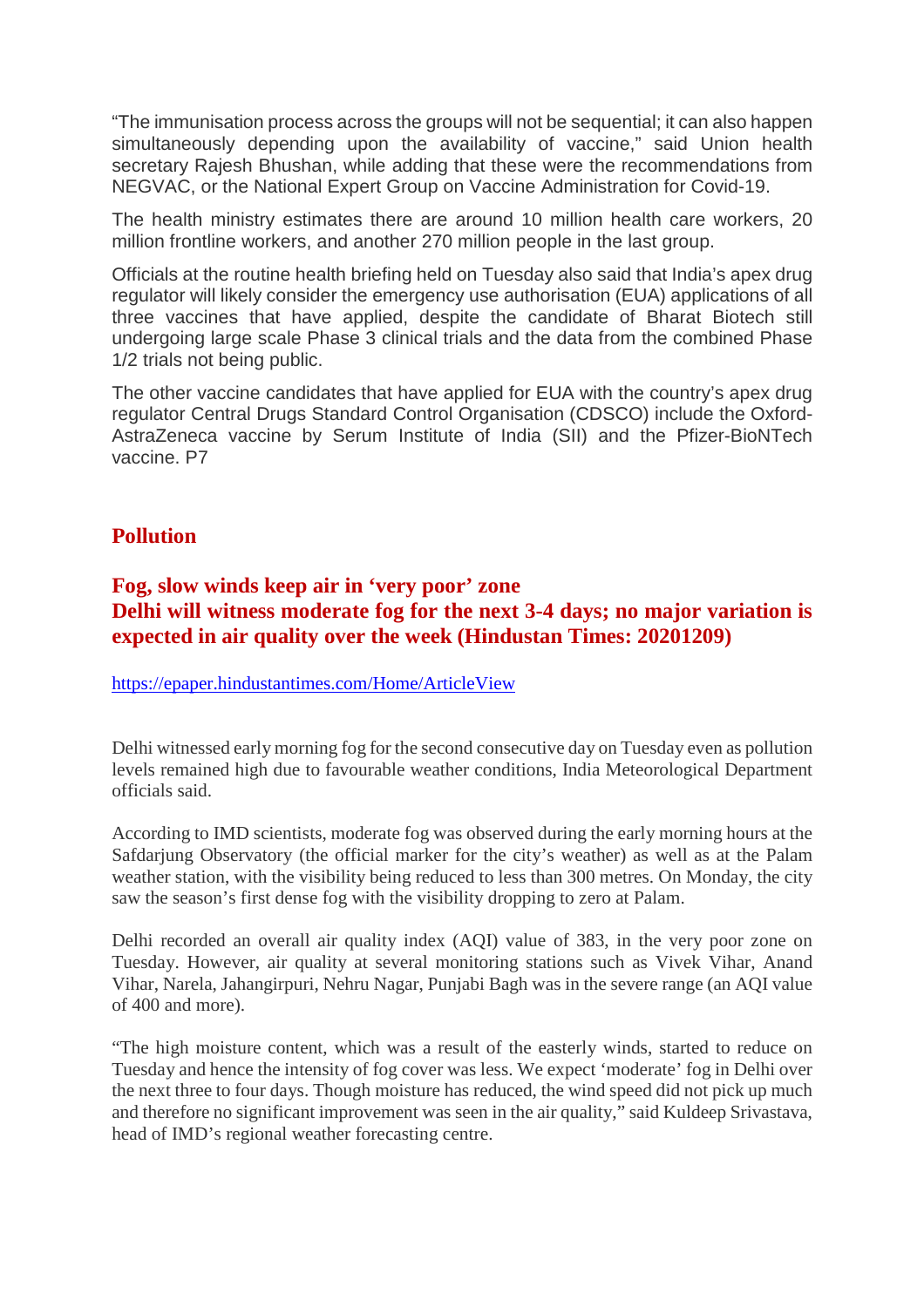"The immunisation process across the groups will not be sequential; it can also happen simultaneously depending upon the availability of vaccine," said Union health secretary Rajesh Bhushan, while adding that these were the recommendations from NEGVAC, or the National Expert Group on Vaccine Administration for Covid-19.

The health ministry estimates there are around 10 million health care workers, 20 million frontline workers, and another 270 million people in the last group.

Officials at the routine health briefing held on Tuesday also said that India's apex drug regulator will likely consider the emergency use authorisation (EUA) applications of all three vaccines that have applied, despite the candidate of Bharat Biotech still undergoing large scale Phase 3 clinical trials and the data from the combined Phase 1/2 trials not being public.

The other vaccine candidates that have applied for EUA with the country's apex drug regulator Central Drugs Standard Control Organisation (CDSCO) include the Oxford-AstraZeneca vaccine by Serum Institute of India (SII) and the Pfizer-BioNTech vaccine. P7

## Pollution

### Fog, slow winds keep air in 'very poor' zone
### Delhi will witness moderate fog for the next 3-4 days; no major variation is expected in air quality over the week (Hindustan Times: 20201209)

https://epaper.hindustantimes.com/Home/ArticleView

Delhi witnessed early morning fog for the second consecutive day on Tuesday even as pollution levels remained high due to favourable weather conditions, India Meteorological Department officials said.

According to IMD scientists, moderate fog was observed during the early morning hours at the Safdarjung Observatory (the official marker for the city's weather) as well as at the Palam weather station, with the visibility being reduced to less than 300 metres. On Monday, the city saw the season's first dense fog with the visibility dropping to zero at Palam.

Delhi recorded an overall air quality index (AQI) value of 383, in the very poor zone on Tuesday. However, air quality at several monitoring stations such as Vivek Vihar, Anand Vihar, Narela, Jahangirpuri, Nehru Nagar, Punjabi Bagh was in the severe range (an AQI value of 400 and more).

"The high moisture content, which was a result of the easterly winds, started to reduce on Tuesday and hence the intensity of fog cover was less. We expect 'moderate' fog in Delhi over the next three to four days. Though moisture has reduced, the wind speed did not pick up much and therefore no significant improvement was seen in the air quality," said Kuldeep Srivastava, head of IMD's regional weather forecasting centre.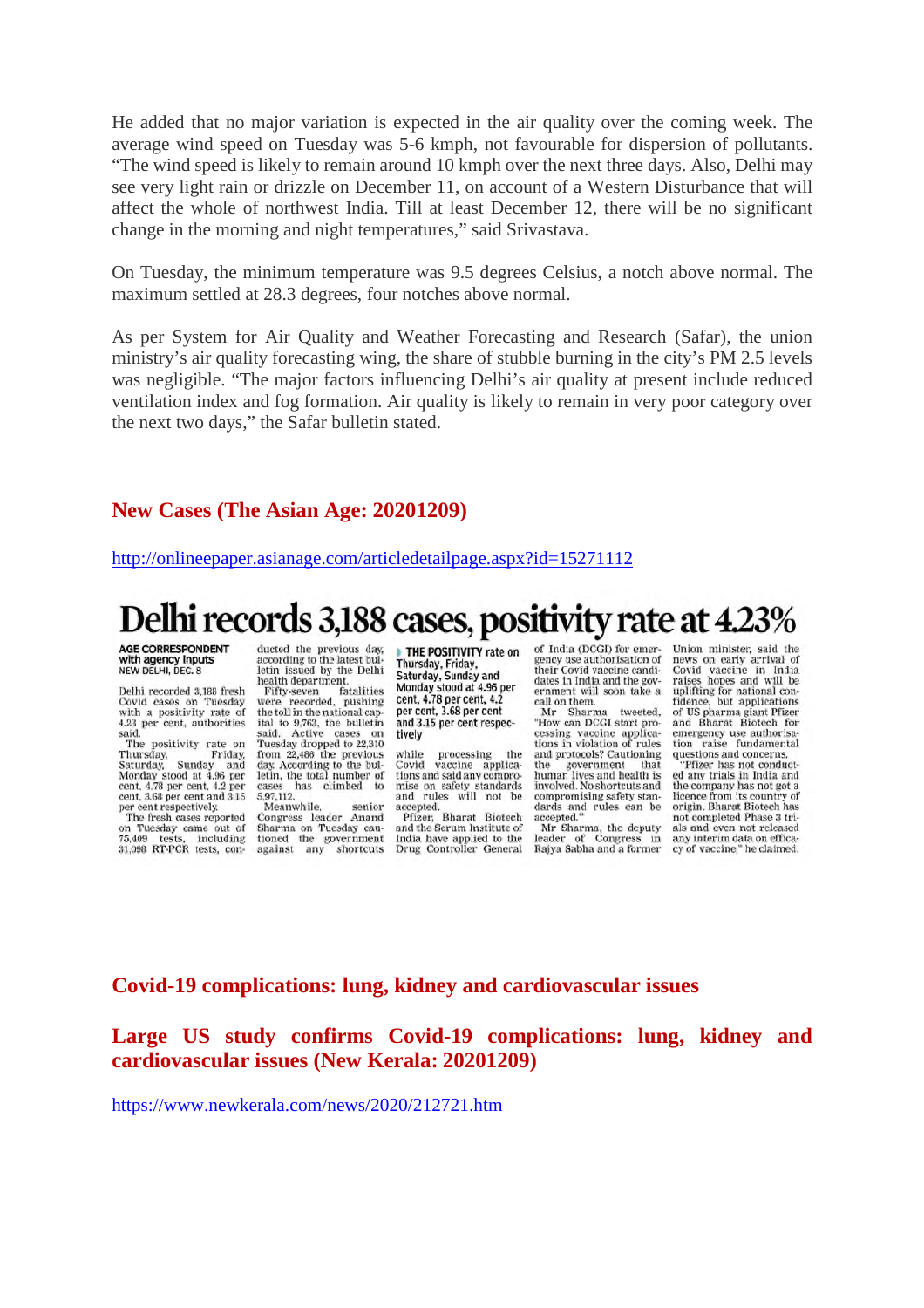He added that no major variation is expected in the air quality over the coming week. The average wind speed on Tuesday was 5-6 kmph, not favourable for dispersion of pollutants. "The wind speed is likely to remain around 10 kmph over the next three days. Also, Delhi may see very light rain or drizzle on December 11, on account of a Western Disturbance that will affect the whole of northwest India. Till at least December 12, there will be no significant change in the morning and night temperatures," said Srivastava.

On Tuesday, the minimum temperature was 9.5 degrees Celsius, a notch above normal. The maximum settled at 28.3 degrees, four notches above normal.

As per System for Air Quality and Weather Forecasting and Research (Safar), the union ministry's air quality forecasting wing, the share of stubble burning in the city's PM 2.5 levels was negligible. "The major factors influencing Delhi's air quality at present include reduced ventilation index and fog formation. Air quality is likely to remain in very poor category over the next two days," the Safar bulletin stated.

## New Cases (The Asian Age: 20201209)

http://onlineepaper.asianage.com/articledetailpage.aspx?id=15271112

# Delhi records 3,188 cases, positivity rate at 4.23%

**AGE CORRESPONDENT**
**with agency inputs**
**NEW DELHI, DEC. 8**

Delhi recorded 3,188 fresh Covid cases on Tuesday with a positivity rate of 4.23 per cent, authorities said.

The positivity rate on Thursday, Friday, Saturday, Sunday and Monday stood at 4.96 per cent, 4.78 per cent, 4.2 per cent, 3.68 per cent and 3.15 per cent respectively.

The fresh cases reported on Tuesday came out of 75,409 tests, including 31,098 RT-PCR tests, conducted the previous day, according to the latest bulletin issued by the Delhi health department.

Fifty-seven fatalities were recorded, pushing the toll in the national capital to 9,763, the bulletin said. Active cases on Tuesday dropped to 22,310 from 22,486 the previous day. According to the bulletin, the total number of cases has climbed to 5,97,112.

Meanwhile, senior Congress leader Anand Sharma on Tuesday cautioned the government against any shortcuts while processing the Covid vaccine applications and said any compromise on safety standards and rules will not be accepted.

**THE POSITIVITY rate on Thursday, Friday, Saturday, Sunday and Monday stood at 4.96 per cent, 4.78 per cent, 4.2 per cent, 3.68 per cent and 3.15 per cent respectively**

Pfizer, Bharat Biotech and the Serum Institute of India have applied to the Drug Controller General of India (DCGI) for emergency use authorisation of their Covid vaccine candidates in India and the government will soon take a call on them.

Mr Sharma tweeted, "How can DCGI start processing vaccine applications in violation of rules and protocols? Cautioning the government that human lives and health is involved. No shortcuts and compromising safety standards and rules can be accepted."

Mr Sharma, the deputy leader of Congress in Rajya Sabha and a former Union minister, said the news on early arrival of Covid vaccine in India raises hopes and will be uplifting for national confidence, but applications of US pharma giant Pfizer and Bharat Biotech for emergency use authorisation raise fundamental questions and concerns.

"Pfizer has not conducted any trials in India and the company has not got a licence from its country of origin. Bharat Biotech has not completed Phase 3 trials and even not released any interim data on efficacy of vaccine," he claimed.

## Covid-19 complications: lung, kidney and cardiovascular issues

## Large US study confirms Covid-19 complications: lung, kidney and cardiovascular issues (New Kerala: 20201209)

https://www.newkerala.com/news/2020/212721.htm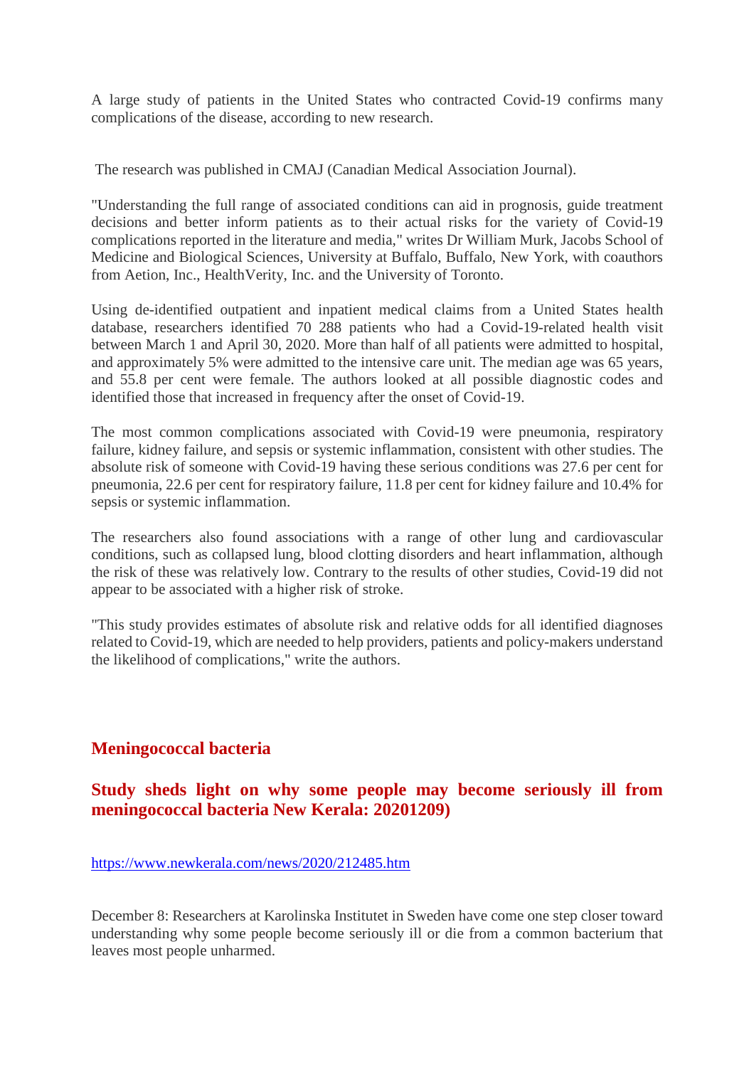A large study of patients in the United States who contracted Covid-19 confirms many complications of the disease, according to new research.

The research was published in CMAJ (Canadian Medical Association Journal).

"Understanding the full range of associated conditions can aid in prognosis, guide treatment decisions and better inform patients as to their actual risks for the variety of Covid-19 complications reported in the literature and media," writes Dr William Murk, Jacobs School of Medicine and Biological Sciences, University at Buffalo, Buffalo, New York, with coauthors from Aetion, Inc., HealthVerity, Inc. and the University of Toronto.

Using de-identified outpatient and inpatient medical claims from a United States health database, researchers identified 70 288 patients who had a Covid-19-related health visit between March 1 and April 30, 2020. More than half of all patients were admitted to hospital, and approximately 5% were admitted to the intensive care unit. The median age was 65 years, and 55.8 per cent were female. The authors looked at all possible diagnostic codes and identified those that increased in frequency after the onset of Covid-19.

The most common complications associated with Covid-19 were pneumonia, respiratory failure, kidney failure, and sepsis or systemic inflammation, consistent with other studies. The absolute risk of someone with Covid-19 having these serious conditions was 27.6 per cent for pneumonia, 22.6 per cent for respiratory failure, 11.8 per cent for kidney failure and 10.4% for sepsis or systemic inflammation.

The researchers also found associations with a range of other lung and cardiovascular conditions, such as collapsed lung, blood clotting disorders and heart inflammation, although the risk of these was relatively low. Contrary to the results of other studies, Covid-19 did not appear to be associated with a higher risk of stroke.

"This study provides estimates of absolute risk and relative odds for all identified diagnoses related to Covid-19, which are needed to help providers, patients and policy-makers understand the likelihood of complications," write the authors.

## Meningococcal bacteria

## Study sheds light on why some people may become seriously ill from meningococcal bacteria New Kerala: 20201209)

https://www.newkerala.com/news/2020/212485.htm

December 8: Researchers at Karolinska Institutet in Sweden have come one step closer toward understanding why some people become seriously ill or die from a common bacterium that leaves most people unharmed.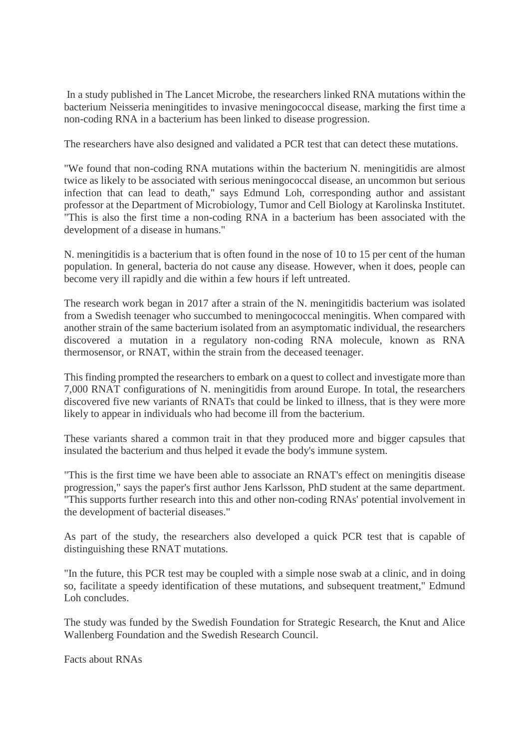In a study published in The Lancet Microbe, the researchers linked RNA mutations within the bacterium Neisseria meningitides to invasive meningococcal disease, marking the first time a non-coding RNA in a bacterium has been linked to disease progression.

The researchers have also designed and validated a PCR test that can detect these mutations.

"We found that non-coding RNA mutations within the bacterium N. meningitidis are almost twice as likely to be associated with serious meningococcal disease, an uncommon but serious infection that can lead to death," says Edmund Loh, corresponding author and assistant professor at the Department of Microbiology, Tumor and Cell Biology at Karolinska Institutet. "This is also the first time a non-coding RNA in a bacterium has been associated with the development of a disease in humans."

N. meningitidis is a bacterium that is often found in the nose of 10 to 15 per cent of the human population. In general, bacteria do not cause any disease. However, when it does, people can become very ill rapidly and die within a few hours if left untreated.

The research work began in 2017 after a strain of the N. meningitidis bacterium was isolated from a Swedish teenager who succumbed to meningococcal meningitis. When compared with another strain of the same bacterium isolated from an asymptomatic individual, the researchers discovered a mutation in a regulatory non-coding RNA molecule, known as RNA thermosensor, or RNAT, within the strain from the deceased teenager.

This finding prompted the researchers to embark on a quest to collect and investigate more than 7,000 RNAT configurations of N. meningitidis from around Europe. In total, the researchers discovered five new variants of RNATs that could be linked to illness, that is they were more likely to appear in individuals who had become ill from the bacterium.

These variants shared a common trait in that they produced more and bigger capsules that insulated the bacterium and thus helped it evade the body's immune system.

"This is the first time we have been able to associate an RNAT's effect on meningitis disease progression," says the paper's first author Jens Karlsson, PhD student at the same department. "This supports further research into this and other non-coding RNAs' potential involvement in the development of bacterial diseases."

As part of the study, the researchers also developed a quick PCR test that is capable of distinguishing these RNAT mutations.

"In the future, this PCR test may be coupled with a simple nose swab at a clinic, and in doing so, facilitate a speedy identification of these mutations, and subsequent treatment," Edmund Loh concludes.

The study was funded by the Swedish Foundation for Strategic Research, the Knut and Alice Wallenberg Foundation and the Swedish Research Council.

Facts about RNAs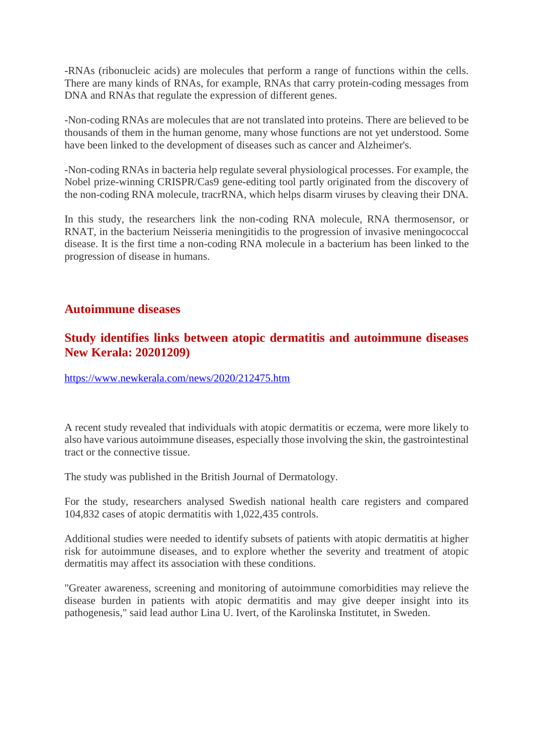-RNAs (ribonucleic acids) are molecules that perform a range of functions within the cells. There are many kinds of RNAs, for example, RNAs that carry protein-coding messages from DNA and RNAs that regulate the expression of different genes.

-Non-coding RNAs are molecules that are not translated into proteins. There are believed to be thousands of them in the human genome, many whose functions are not yet understood. Some have been linked to the development of diseases such as cancer and Alzheimer's.

-Non-coding RNAs in bacteria help regulate several physiological processes. For example, the Nobel prize-winning CRISPR/Cas9 gene-editing tool partly originated from the discovery of the non-coding RNA molecule, tracrRNA, which helps disarm viruses by cleaving their DNA.

In this study, the researchers link the non-coding RNA molecule, RNA thermosensor, or RNAT, in the bacterium Neisseria meningitidis to the progression of invasive meningococcal disease. It is the first time a non-coding RNA molecule in a bacterium has been linked to the progression of disease in humans.

## Autoimmune diseases

### Study identifies links between atopic dermatitis and autoimmune diseases New Kerala: 20201209)

https://www.newkerala.com/news/2020/212475.htm

A recent study revealed that individuals with atopic dermatitis or eczema, were more likely to also have various autoimmune diseases, especially those involving the skin, the gastrointestinal tract or the connective tissue.

The study was published in the British Journal of Dermatology.

For the study, researchers analysed Swedish national health care registers and compared 104,832 cases of atopic dermatitis with 1,022,435 controls.

Additional studies were needed to identify subsets of patients with atopic dermatitis at higher risk for autoimmune diseases, and to explore whether the severity and treatment of atopic dermatitis may affect its association with these conditions.

"Greater awareness, screening and monitoring of autoimmune comorbidities may relieve the disease burden in patients with atopic dermatitis and may give deeper insight into its pathogenesis," said lead author Lina U. Ivert, of the Karolinska Institutet, in Sweden.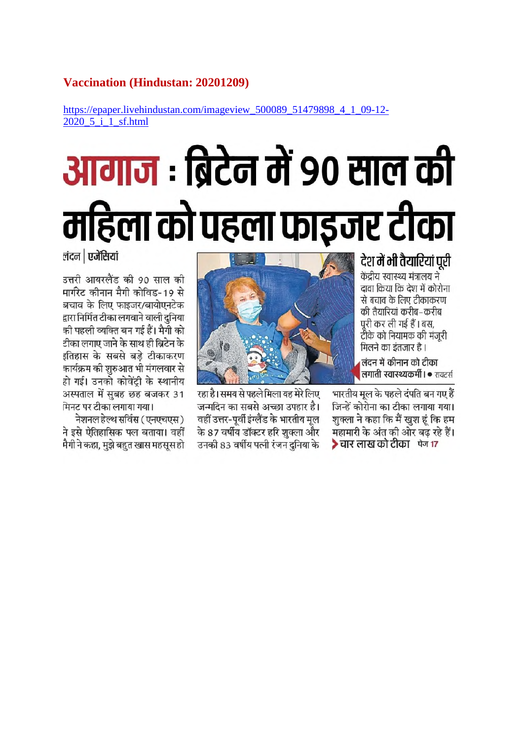**Vaccination (Hindustan: 20201209)**

https://epaper.livehindustan.com/imageview_500089_51479898_4_1_09-12-2020_5_i_1_sf.html

# आगाज : ब्रिटेन में 90 साल की महिला को पहला फाइजर टीका

लंदन | एजेंसियां

उत्तरी आयरलैंड की 90 साल की मार्गरेट कीनान मैगी कोविड-19 से बचाव के लिए फाइजर/बायोएनटेक द्वारा निर्मित टीका लगवाने वाली दुनिया की पहली व्यक्ति बन गई हैं। मैगी को टीका लगाए जाने के साथ ही ब्रिटेन के इतिहास के सबसे बड़े टीकाकरण कार्यक्रम की शुरुआत भी मंगलवार से हो गई। उनको कोवेंट्री के स्थानीय अस्पताल में सुबह छह बजकर 31 मिनट पर टीका लगाया गया।

नेशनल हेल्थ सर्विस (एनएचएस) ने इसे ऐतिहासिक पल बताया। वहीं मैगी ने कहा, मुझे बहुत खास महसूस हो रहा है। समय से पहले मिला यह मेरे लिए जन्मदिन का सबसे अच्छा उपहार है। वहीं उत्तर-पूर्वी इंग्लैंड के भारतीय मूल के 87 वर्षीय डॉक्टर हरि शुक्ला और उनकी 83 वर्षीय पत्नी रंजन दुनिया के भारतीय मूल के पहले दंपति बन गए हैं जिन्हें कोरोना का टीका लगाया गया। शुक्ला ने कहा कि मैं खुश हूं कि हम महामारी के अंत की ओर बढ़ रहे हैं।

➤ चार लाख को टीका पेज 17

लंदन में कीनान को टीका लगाती स्वास्थ्यकर्मी। ● रायटर्स

## देश में भी तैयारियां पूरी

केंद्रीय स्वास्थ्य मंत्रालय ने दावा किया कि देश में कोरोना से बचाव के लिए टीकाकरण की तैयारियां करीब-करीब पूरी कर ली गई हैं। बस, टीके को नियामक की मंजूरी मिलने का इंतजार है।